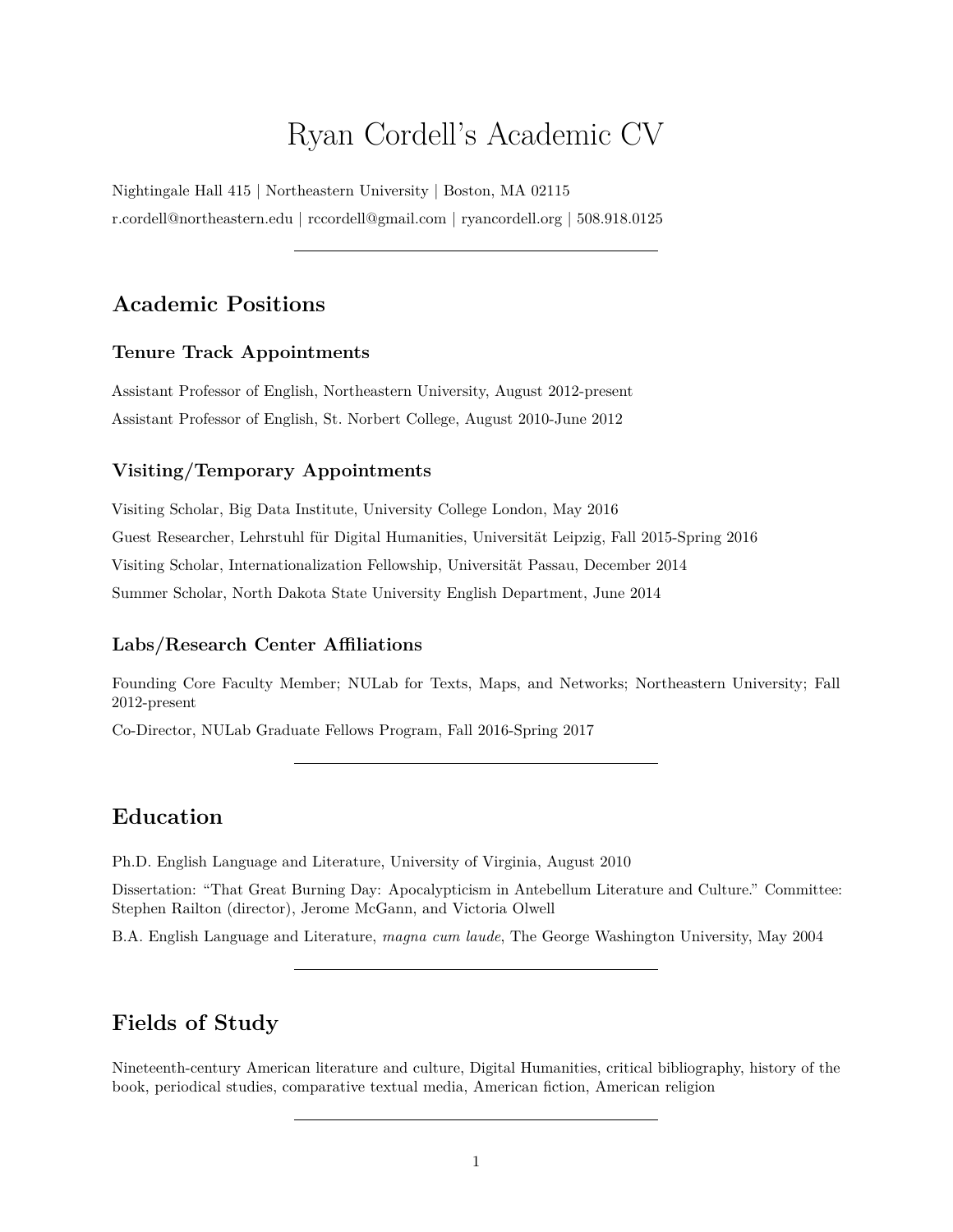# Ryan Cordell's Academic CV

Nightingale Hall 415 | Northeastern University | Boston, MA 02115

r.cordell@northeastern.edu | rccordell@gmail.com | ryancordell.org | 508.918.0125

---

## Academic Positions

### Tenure Track Appointments

Assistant Professor of English, Northeastern University, August 2012-present

Assistant Professor of English, St. Norbert College, August 2010-June 2012

### Visiting/Temporary Appointments

Visiting Scholar, Big Data Institute, University College London, May 2016

Guest Researcher, Lehrstuhl für Digital Humanities, Universität Leipzig, Fall 2015-Spring 2016

Visiting Scholar, Internationalization Fellowship, Universität Passau, December 2014

Summer Scholar, North Dakota State University English Department, June 2014

### Labs/Research Center Affiliations

Founding Core Faculty Member; NULab for Texts, Maps, and Networks; Northeastern University; Fall 2012-present

Co-Director, NULab Graduate Fellows Program, Fall 2016-Spring 2017

---

## Education

Ph.D. English Language and Literature, University of Virginia, August 2010

Dissertation: "That Great Burning Day: Apocalypticism in Antebellum Literature and Culture." Committee: Stephen Railton (director), Jerome McGann, and Victoria Olwell

B.A. English Language and Literature, *magna cum laude*, The George Washington University, May 2004

---

## Fields of Study

Nineteenth-century American literature and culture, Digital Humanities, critical bibliography, history of the book, periodical studies, comparative textual media, American fiction, American religion

---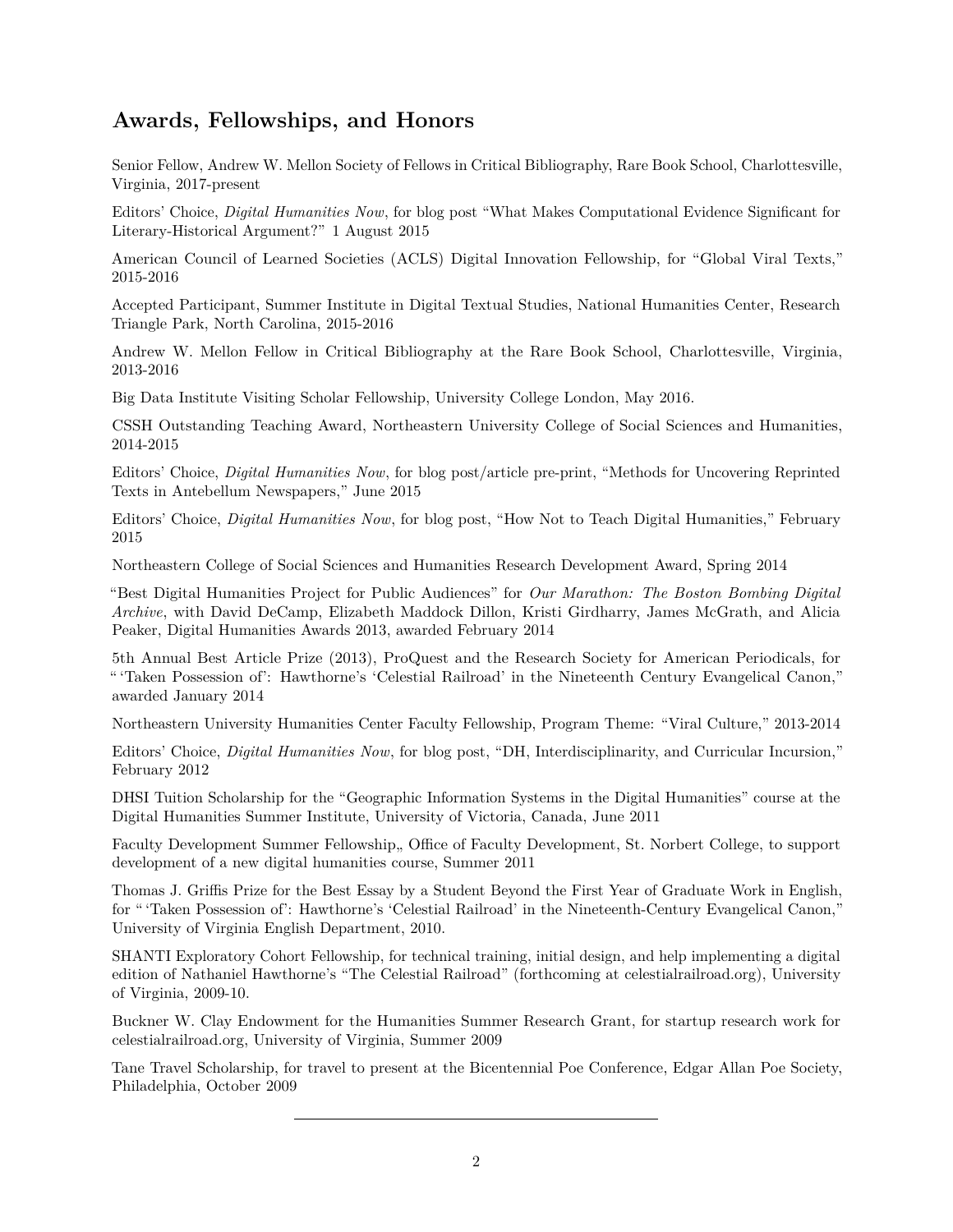## Awards, Fellowships, and Honors

Senior Fellow, Andrew W. Mellon Society of Fellows in Critical Bibliography, Rare Book School, Charlottesville, Virginia, 2017-present

Editors' Choice, *Digital Humanities Now*, for blog post "What Makes Computational Evidence Significant for Literary-Historical Argument?" 1 August 2015

American Council of Learned Societies (ACLS) Digital Innovation Fellowship, for "Global Viral Texts," 2015-2016

Accepted Participant, Summer Institute in Digital Textual Studies, National Humanities Center, Research Triangle Park, North Carolina, 2015-2016

Andrew W. Mellon Fellow in Critical Bibliography at the Rare Book School, Charlottesville, Virginia, 2013-2016

Big Data Institute Visiting Scholar Fellowship, University College London, May 2016.

CSSH Outstanding Teaching Award, Northeastern University College of Social Sciences and Humanities, 2014-2015

Editors' Choice, *Digital Humanities Now*, for blog post/article pre-print, "Methods for Uncovering Reprinted Texts in Antebellum Newspapers," June 2015

Editors' Choice, *Digital Humanities Now*, for blog post, "How Not to Teach Digital Humanities," February 2015

Northeastern College of Social Sciences and Humanities Research Development Award, Spring 2014

"Best Digital Humanities Project for Public Audiences" for *Our Marathon: The Boston Bombing Digital Archive*, with David DeCamp, Elizabeth Maddock Dillon, Kristi Girdharry, James McGrath, and Alicia Peaker, Digital Humanities Awards 2013, awarded February 2014

5th Annual Best Article Prize (2013), ProQuest and the Research Society for American Periodicals, for " 'Taken Possession of': Hawthorne's 'Celestial Railroad' in the Nineteenth Century Evangelical Canon," awarded January 2014

Northeastern University Humanities Center Faculty Fellowship, Program Theme: "Viral Culture," 2013-2014

Editors' Choice, *Digital Humanities Now*, for blog post, "DH, Interdisciplinarity, and Curricular Incursion," February 2012

DHSI Tuition Scholarship for the "Geographic Information Systems in the Digital Humanities" course at the Digital Humanities Summer Institute, University of Victoria, Canada, June 2011

Faculty Development Summer Fellowship,, Office of Faculty Development, St. Norbert College, to support development of a new digital humanities course, Summer 2011

Thomas J. Griffis Prize for the Best Essay by a Student Beyond the First Year of Graduate Work in English, for " 'Taken Possession of': Hawthorne's 'Celestial Railroad' in the Nineteenth-Century Evangelical Canon," University of Virginia English Department, 2010.

SHANTI Exploratory Cohort Fellowship, for technical training, initial design, and help implementing a digital edition of Nathaniel Hawthorne's "The Celestial Railroad" (forthcoming at celestialrailroad.org), University of Virginia, 2009-10.

Buckner W. Clay Endowment for the Humanities Summer Research Grant, for startup research work for celestialrailroad.org, University of Virginia, Summer 2009

Tane Travel Scholarship, for travel to present at the Bicentennial Poe Conference, Edgar Allan Poe Society, Philadelphia, October 2009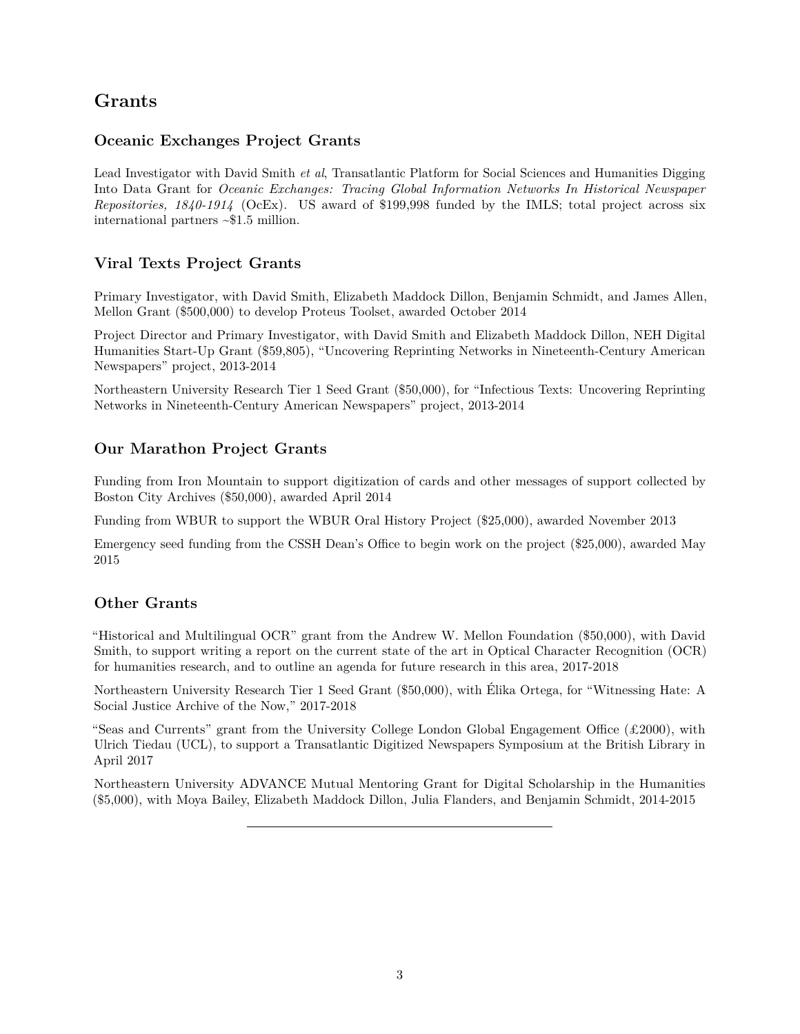## Grants

### Oceanic Exchanges Project Grants

Lead Investigator with David Smith *et al*, Transatlantic Platform for Social Sciences and Humanities Digging Into Data Grant for *Oceanic Exchanges: Tracing Global Information Networks In Historical Newspaper Repositories, 1840-1914* (OcEx). US award of $199,998 funded by the IMLS; total project across six international partners ~$1.5 million.

### Viral Texts Project Grants

Primary Investigator, with David Smith, Elizabeth Maddock Dillon, Benjamin Schmidt, and James Allen, Mellon Grant ($500,000) to develop Proteus Toolset, awarded October 2014

Project Director and Primary Investigator, with David Smith and Elizabeth Maddock Dillon, NEH Digital Humanities Start-Up Grant ($59,805), "Uncovering Reprinting Networks in Nineteenth-Century American Newspapers" project, 2013-2014

Northeastern University Research Tier 1 Seed Grant ($50,000), for "Infectious Texts: Uncovering Reprinting Networks in Nineteenth-Century American Newspapers" project, 2013-2014

### Our Marathon Project Grants

Funding from Iron Mountain to support digitization of cards and other messages of support collected by Boston City Archives ($50,000), awarded April 2014

Funding from WBUR to support the WBUR Oral History Project ($25,000), awarded November 2013

Emergency seed funding from the CSSH Dean's Office to begin work on the project ($25,000), awarded May 2015

### Other Grants

"Historical and Multilingual OCR" grant from the Andrew W. Mellon Foundation ($50,000), with David Smith, to support writing a report on the current state of the art in Optical Character Recognition (OCR) for humanities research, and to outline an agenda for future research in this area, 2017-2018

Northeastern University Research Tier 1 Seed Grant ($50,000), with Élika Ortega, for "Witnessing Hate: A Social Justice Archive of the Now," 2017-2018

"Seas and Currents" grant from the University College London Global Engagement Office (£2000), with Ulrich Tiedau (UCL), to support a Transatlantic Digitized Newspapers Symposium at the British Library in April 2017

Northeastern University ADVANCE Mutual Mentoring Grant for Digital Scholarship in the Humanities ($5,000), with Moya Bailey, Elizabeth Maddock Dillon, Julia Flanders, and Benjamin Schmidt, 2014-2015

---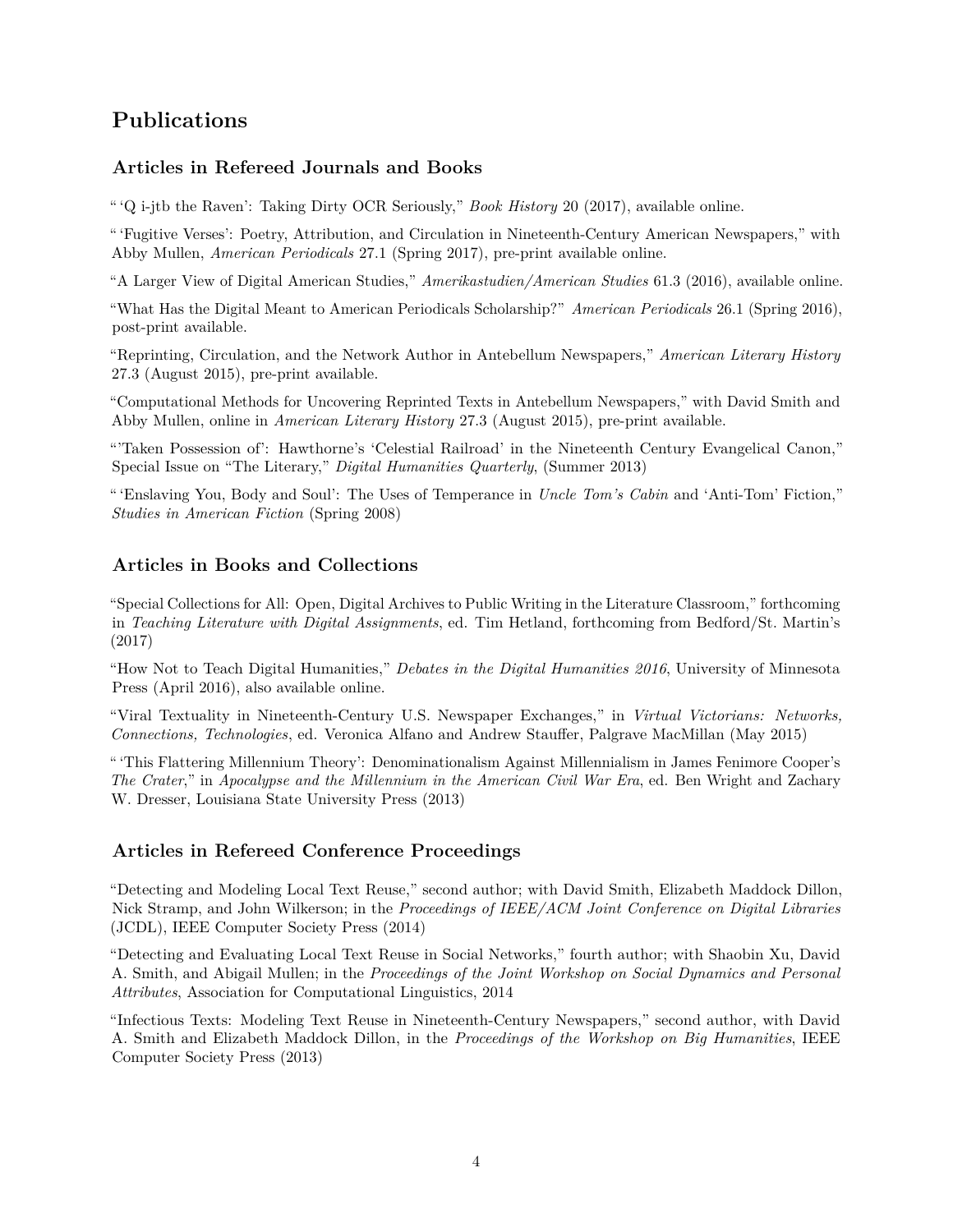## Publications

### Articles in Refereed Journals and Books

" 'Q i-jtb the Raven': Taking Dirty OCR Seriously," *Book History* 20 (2017), available online.

" 'Fugitive Verses': Poetry, Attribution, and Circulation in Nineteenth-Century American Newspapers," with Abby Mullen, *American Periodicals* 27.1 (Spring 2017), pre-print available online.

"A Larger View of Digital American Studies," *Amerikastudien/American Studies* 61.3 (2016), available online.

"What Has the Digital Meant to American Periodicals Scholarship?" *American Periodicals* 26.1 (Spring 2016), post-print available.

"Reprinting, Circulation, and the Network Author in Antebellum Newspapers," *American Literary History* 27.3 (August 2015), pre-print available.

"Computational Methods for Uncovering Reprinted Texts in Antebellum Newspapers," with David Smith and Abby Mullen, online in *American Literary History* 27.3 (August 2015), pre-print available.

"'Taken Possession of': Hawthorne's 'Celestial Railroad' in the Nineteenth Century Evangelical Canon," Special Issue on "The Literary," *Digital Humanities Quarterly*, (Summer 2013)

" 'Enslaving You, Body and Soul': The Uses of Temperance in *Uncle Tom's Cabin* and 'Anti-Tom' Fiction," *Studies in American Fiction* (Spring 2008)

### Articles in Books and Collections

"Special Collections for All: Open, Digital Archives to Public Writing in the Literature Classroom," forthcoming in *Teaching Literature with Digital Assignments*, ed. Tim Hetland, forthcoming from Bedford/St. Martin's (2017)

"How Not to Teach Digital Humanities," *Debates in the Digital Humanities 2016*, University of Minnesota Press (April 2016), also available online.

"Viral Textuality in Nineteenth-Century U.S. Newspaper Exchanges," in *Virtual Victorians: Networks, Connections, Technologies*, ed. Veronica Alfano and Andrew Stauffer, Palgrave MacMillan (May 2015)

" 'This Flattering Millennium Theory': Denominationalism Against Millennialism in James Fenimore Cooper's *The Crater*," in *Apocalypse and the Millennium in the American Civil War Era*, ed. Ben Wright and Zachary W. Dresser, Louisiana State University Press (2013)

### Articles in Refereed Conference Proceedings

"Detecting and Modeling Local Text Reuse," second author; with David Smith, Elizabeth Maddock Dillon, Nick Stramp, and John Wilkerson; in the *Proceedings of IEEE/ACM Joint Conference on Digital Libraries* (JCDL), IEEE Computer Society Press (2014)

"Detecting and Evaluating Local Text Reuse in Social Networks," fourth author; with Shaobin Xu, David A. Smith, and Abigail Mullen; in the *Proceedings of the Joint Workshop on Social Dynamics and Personal Attributes*, Association for Computational Linguistics, 2014

"Infectious Texts: Modeling Text Reuse in Nineteenth-Century Newspapers," second author, with David A. Smith and Elizabeth Maddock Dillon, in the *Proceedings of the Workshop on Big Humanities*, IEEE Computer Society Press (2013)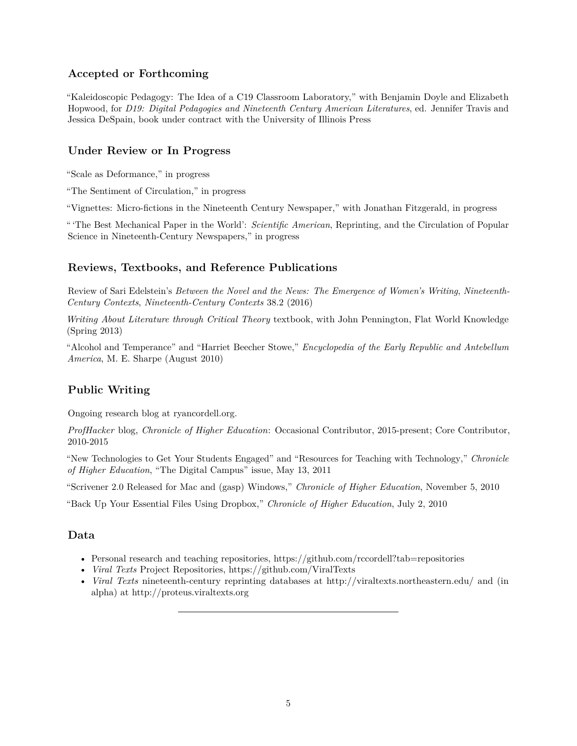### Accepted or Forthcoming

"Kaleidoscopic Pedagogy: The Idea of a C19 Classroom Laboratory," with Benjamin Doyle and Elizabeth Hopwood, for *D19: Digital Pedagogies and Nineteenth Century American Literatures*, ed. Jennifer Travis and Jessica DeSpain, book under contract with the University of Illinois Press

### Under Review or In Progress

"Scale as Deformance," in progress

"The Sentiment of Circulation," in progress

"Vignettes: Micro-fictions in the Nineteenth Century Newspaper," with Jonathan Fitzgerald, in progress

" 'The Best Mechanical Paper in the World': *Scientific American*, Reprinting, and the Circulation of Popular Science in Nineteenth-Century Newspapers," in progress

### Reviews, Textbooks, and Reference Publications

Review of Sari Edelstein's *Between the Novel and the News: The Emergence of Women's Writing*, *Nineteenth-Century Contexts*, *Nineteenth-Century Contexts* 38.2 (2016)

*Writing About Literature through Critical Theory* textbook, with John Pennington, Flat World Knowledge (Spring 2013)

"Alcohol and Temperance" and "Harriet Beecher Stowe," *Encyclopedia of the Early Republic and Antebellum America*, M. E. Sharpe (August 2010)

### Public Writing

Ongoing research blog at ryancordell.org.

*ProfHacker* blog, *Chronicle of Higher Education*: Occasional Contributor, 2015-present; Core Contributor, 2010-2015

"New Technologies to Get Your Students Engaged" and "Resources for Teaching with Technology," *Chronicle of Higher Education*, "The Digital Campus" issue, May 13, 2011

"Scrivener 2.0 Released for Mac and (gasp) Windows," *Chronicle of Higher Education*, November 5, 2010

"Back Up Your Essential Files Using Dropbox," *Chronicle of Higher Education*, July 2, 2010

### Data

- Personal research and teaching repositories, https://github.com/rccordell?tab=repositories
- *Viral Texts* Project Repositories, https://github.com/ViralTexts
- *Viral Texts* nineteenth-century reprinting databases at http://viraltexts.northeastern.edu/ and (in alpha) at http://proteus.viraltexts.org

---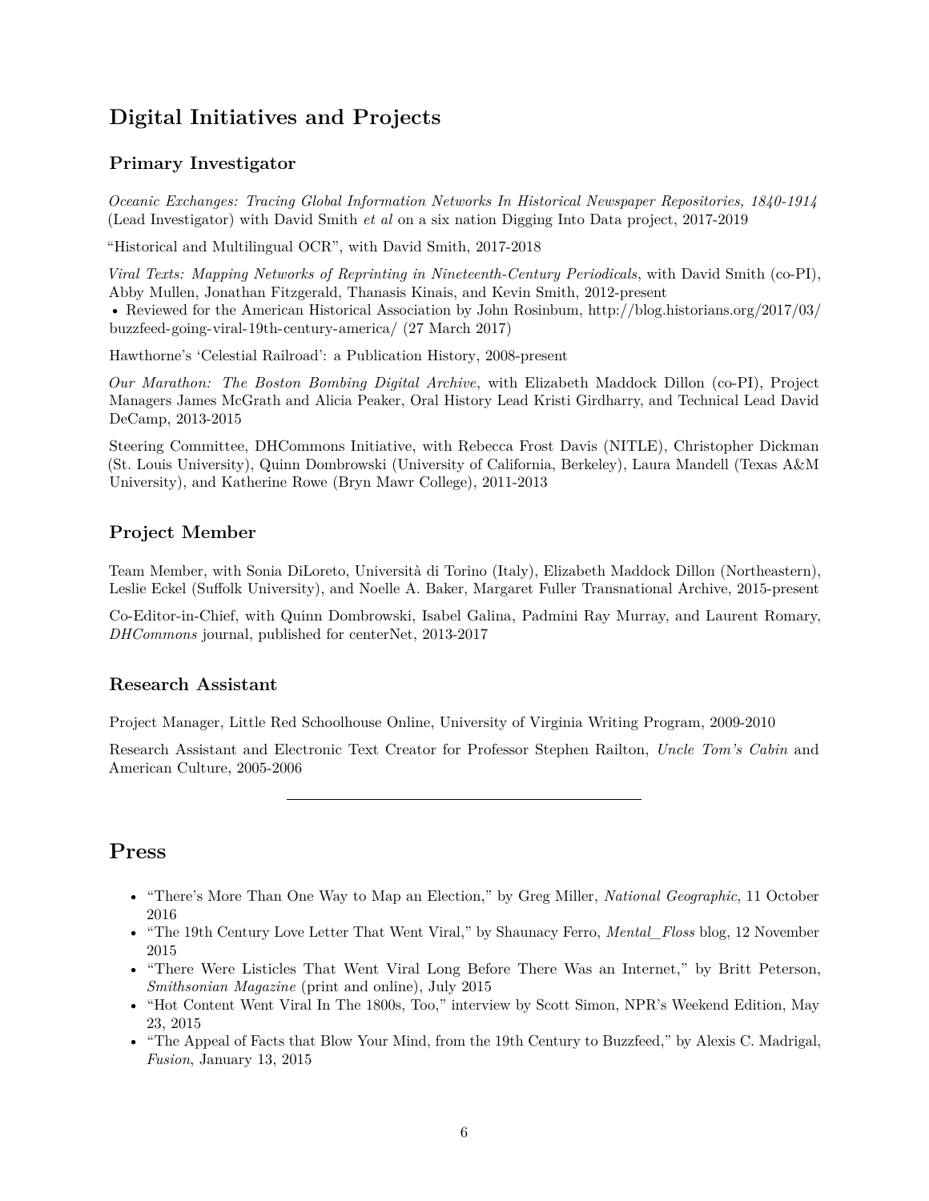# Digital Initiatives and Projects

## Primary Investigator

*Oceanic Exchanges: Tracing Global Information Networks In Historical Newspaper Repositories, 1840-1914* (Lead Investigator) with David Smith *et al* on a six nation Digging Into Data project, 2017-2019

"Historical and Multilingual OCR", with David Smith, 2017-2018

*Viral Texts: Mapping Networks of Reprinting in Nineteenth-Century Periodicals*, with David Smith (co-PI), Abby Mullen, Jonathan Fitzgerald, Thanasis Kinais, and Kevin Smith, 2012-present

- Reviewed for the American Historical Association by John Rosinbum, http://blog.historians.org/2017/03/buzzfeed-going-viral-19th-century-america/ (27 March 2017)

Hawthorne's 'Celestial Railroad': a Publication History, 2008-present

*Our Marathon: The Boston Bombing Digital Archive*, with Elizabeth Maddock Dillon (co-PI), Project Managers James McGrath and Alicia Peaker, Oral History Lead Kristi Girdharry, and Technical Lead David DeCamp, 2013-2015

Steering Committee, DHCommons Initiative, with Rebecca Frost Davis (NITLE), Christopher Dickman (St. Louis University), Quinn Dombrowski (University of California, Berkeley), Laura Mandell (Texas A&M University), and Katherine Rowe (Bryn Mawr College), 2011-2013

## Project Member

Team Member, with Sonia DiLoreto, Università di Torino (Italy), Elizabeth Maddock Dillon (Northeastern), Leslie Eckel (Suffolk University), and Noelle A. Baker, Margaret Fuller Transnational Archive, 2015-present

Co-Editor-in-Chief, with Quinn Dombrowski, Isabel Galina, Padmini Ray Murray, and Laurent Romary, *DHCommons* journal, published for centerNet, 2013-2017

## Research Assistant

Project Manager, Little Red Schoolhouse Online, University of Virginia Writing Program, 2009-2010

Research Assistant and Electronic Text Creator for Professor Stephen Railton, *Uncle Tom's Cabin* and American Culture, 2005-2006

---

# Press

- "There's More Than One Way to Map an Election," by Greg Miller, *National Geographic*, 11 October 2016
- "The 19th Century Love Letter That Went Viral," by Shaunacy Ferro, *Mental_Floss* blog, 12 November 2015
- "There Were Listicles That Went Viral Long Before There Was an Internet," by Britt Peterson, *Smithsonian Magazine* (print and online), July 2015
- "Hot Content Went Viral In The 1800s, Too," interview by Scott Simon, NPR's Weekend Edition, May 23, 2015
- "The Appeal of Facts that Blow Your Mind, from the 19th Century to Buzzfeed," by Alexis C. Madrigal, *Fusion*, January 13, 2015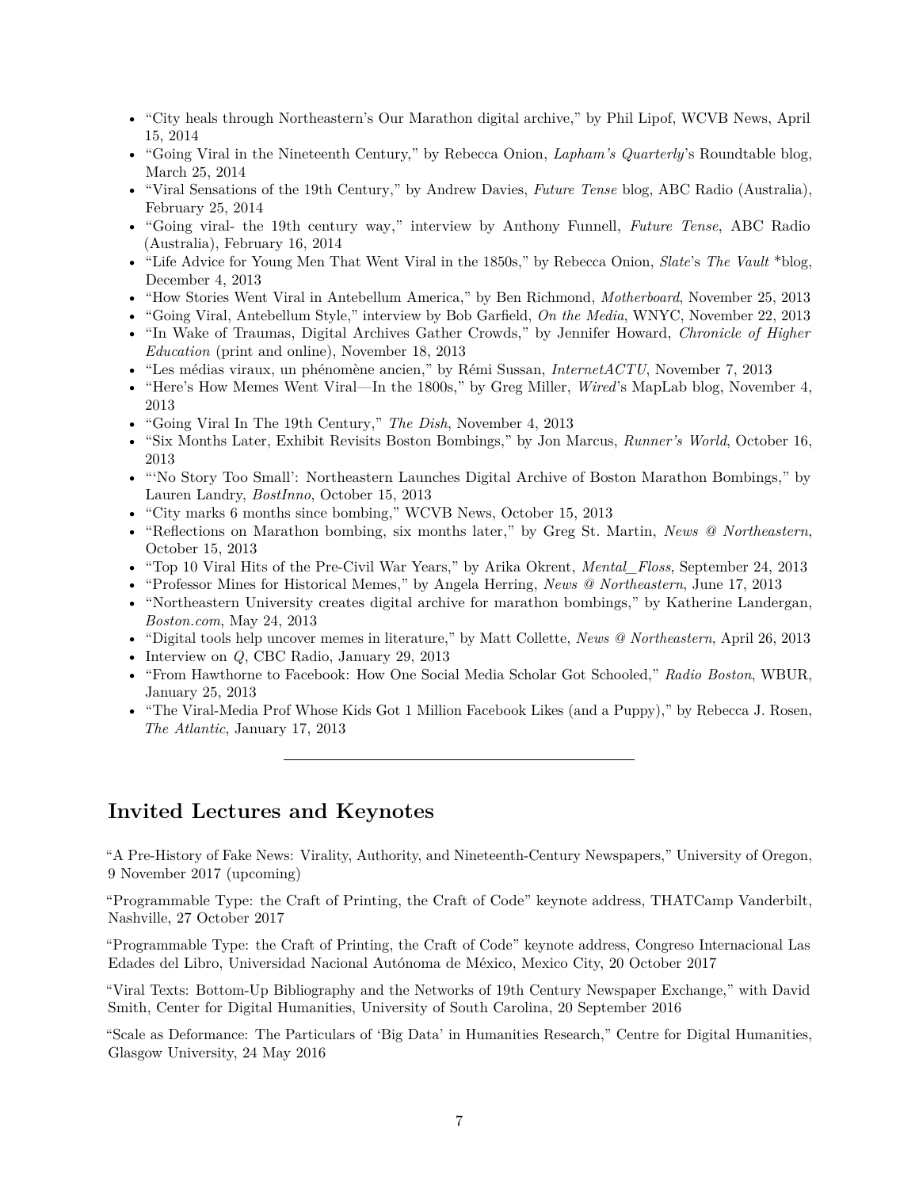- "City heals through Northeastern's Our Marathon digital archive," by Phil Lipof, WCVB News, April 15, 2014
- "Going Viral in the Nineteenth Century," by Rebecca Onion, *Lapham's Quarterly*'s Roundtable blog, March 25, 2014
- "Viral Sensations of the 19th Century," by Andrew Davies, *Future Tense* blog, ABC Radio (Australia), February 25, 2014
- "Going viral- the 19th century way," interview by Anthony Funnell, *Future Tense*, ABC Radio (Australia), February 16, 2014
- "Life Advice for Young Men That Went Viral in the 1850s," by Rebecca Onion, *Slate*'s *The Vault* *blog, December 4, 2013
- "How Stories Went Viral in Antebellum America," by Ben Richmond, *Motherboard*, November 25, 2013
- "Going Viral, Antebellum Style," interview by Bob Garfield, *On the Media*, WNYC, November 22, 2013
- "In Wake of Traumas, Digital Archives Gather Crowds," by Jennifer Howard, *Chronicle of Higher Education* (print and online), November 18, 2013
- "Les médias viraux, un phénomène ancien," by Rémi Sussan, *InternetACTU*, November 7, 2013
- "Here's How Memes Went Viral—In the 1800s," by Greg Miller, *Wired*'s MapLab blog, November 4, 2013
- "Going Viral In The 19th Century," *The Dish*, November 4, 2013
- "Six Months Later, Exhibit Revisits Boston Bombings," by Jon Marcus, *Runner's World*, October 16, 2013
- "'No Story Too Small': Northeastern Launches Digital Archive of Boston Marathon Bombings," by Lauren Landry, *BostInno*, October 15, 2013
- "City marks 6 months since bombing," WCVB News, October 15, 2013
- "Reflections on Marathon bombing, six months later," by Greg St. Martin, *News @ Northeastern*, October 15, 2013
- "Top 10 Viral Hits of the Pre-Civil War Years," by Arika Okrent, *Mental_Floss*, September 24, 2013
- "Professor Mines for Historical Memes," by Angela Herring, *News @ Northeastern*, June 17, 2013
- "Northeastern University creates digital archive for marathon bombings," by Katherine Landergan, *Boston.com*, May 24, 2013
- "Digital tools help uncover memes in literature," by Matt Collette, *News @ Northeastern*, April 26, 2013
- Interview on *Q*, CBC Radio, January 29, 2013
- "From Hawthorne to Facebook: How One Social Media Scholar Got Schooled," *Radio Boston*, WBUR, January 25, 2013
- "The Viral-Media Prof Whose Kids Got 1 Million Facebook Likes (and a Puppy)," by Rebecca J. Rosen, *The Atlantic*, January 17, 2013

---

## Invited Lectures and Keynotes

"A Pre-History of Fake News: Virality, Authority, and Nineteenth-Century Newspapers," University of Oregon, 9 November 2017 (upcoming)

"Programmable Type: the Craft of Printing, the Craft of Code" keynote address, THATCamp Vanderbilt, Nashville, 27 October 2017

"Programmable Type: the Craft of Printing, the Craft of Code" keynote address, Congreso Internacional Las Edades del Libro, Universidad Nacional Autónoma de México, Mexico City, 20 October 2017

"Viral Texts: Bottom-Up Bibliography and the Networks of 19th Century Newspaper Exchange," with David Smith, Center for Digital Humanities, University of South Carolina, 20 September 2016

"Scale as Deformance: The Particulars of 'Big Data' in Humanities Research," Centre for Digital Humanities, Glasgow University, 24 May 2016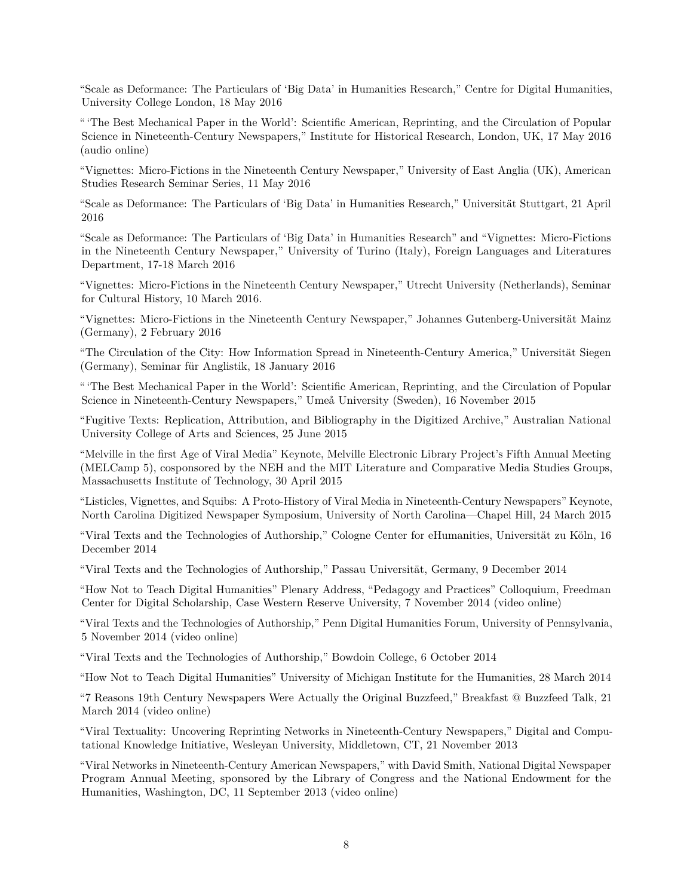"Scale as Deformance: The Particulars of 'Big Data' in Humanities Research," Centre for Digital Humanities, University College London, 18 May 2016

" 'The Best Mechanical Paper in the World': Scientific American, Reprinting, and the Circulation of Popular Science in Nineteenth-Century Newspapers," Institute for Historical Research, London, UK, 17 May 2016 (audio online)

"Vignettes: Micro-Fictions in the Nineteenth Century Newspaper," University of East Anglia (UK), American Studies Research Seminar Series, 11 May 2016

"Scale as Deformance: The Particulars of 'Big Data' in Humanities Research," Universität Stuttgart, 21 April 2016

"Scale as Deformance: The Particulars of 'Big Data' in Humanities Research" and "Vignettes: Micro-Fictions in the Nineteenth Century Newspaper," University of Turino (Italy), Foreign Languages and Literatures Department, 17-18 March 2016

"Vignettes: Micro-Fictions in the Nineteenth Century Newspaper," Utrecht University (Netherlands), Seminar for Cultural History, 10 March 2016.

"Vignettes: Micro-Fictions in the Nineteenth Century Newspaper," Johannes Gutenberg-Universität Mainz (Germany), 2 February 2016

"The Circulation of the City: How Information Spread in Nineteenth-Century America," Universität Siegen (Germany), Seminar für Anglistik, 18 January 2016

" 'The Best Mechanical Paper in the World': Scientific American, Reprinting, and the Circulation of Popular Science in Nineteenth-Century Newspapers," Umeå University (Sweden), 16 November 2015

"Fugitive Texts: Replication, Attribution, and Bibliography in the Digitized Archive," Australian National University College of Arts and Sciences, 25 June 2015

"Melville in the first Age of Viral Media" Keynote, Melville Electronic Library Project's Fifth Annual Meeting (MELCamp 5), cosponsored by the NEH and the MIT Literature and Comparative Media Studies Groups, Massachusetts Institute of Technology, 30 April 2015

"Listicles, Vignettes, and Squibs: A Proto-History of Viral Media in Nineteenth-Century Newspapers" Keynote, North Carolina Digitized Newspaper Symposium, University of North Carolina—Chapel Hill, 24 March 2015

"Viral Texts and the Technologies of Authorship," Cologne Center for eHumanities, Universität zu Köln, 16 December 2014

"Viral Texts and the Technologies of Authorship," Passau Universität, Germany, 9 December 2014

"How Not to Teach Digital Humanities" Plenary Address, "Pedagogy and Practices" Colloquium, Freedman Center for Digital Scholarship, Case Western Reserve University, 7 November 2014 (video online)

"Viral Texts and the Technologies of Authorship," Penn Digital Humanities Forum, University of Pennsylvania, 5 November 2014 (video online)

"Viral Texts and the Technologies of Authorship," Bowdoin College, 6 October 2014

"How Not to Teach Digital Humanities" University of Michigan Institute for the Humanities, 28 March 2014

"7 Reasons 19th Century Newspapers Were Actually the Original Buzzfeed," Breakfast @ Buzzfeed Talk, 21 March 2014 (video online)

"Viral Textuality: Uncovering Reprinting Networks in Nineteenth-Century Newspapers," Digital and Computational Knowledge Initiative, Wesleyan University, Middletown, CT, 21 November 2013

"Viral Networks in Nineteenth-Century American Newspapers," with David Smith, National Digital Newspaper Program Annual Meeting, sponsored by the Library of Congress and the National Endowment for the Humanities, Washington, DC, 11 September 2013 (video online)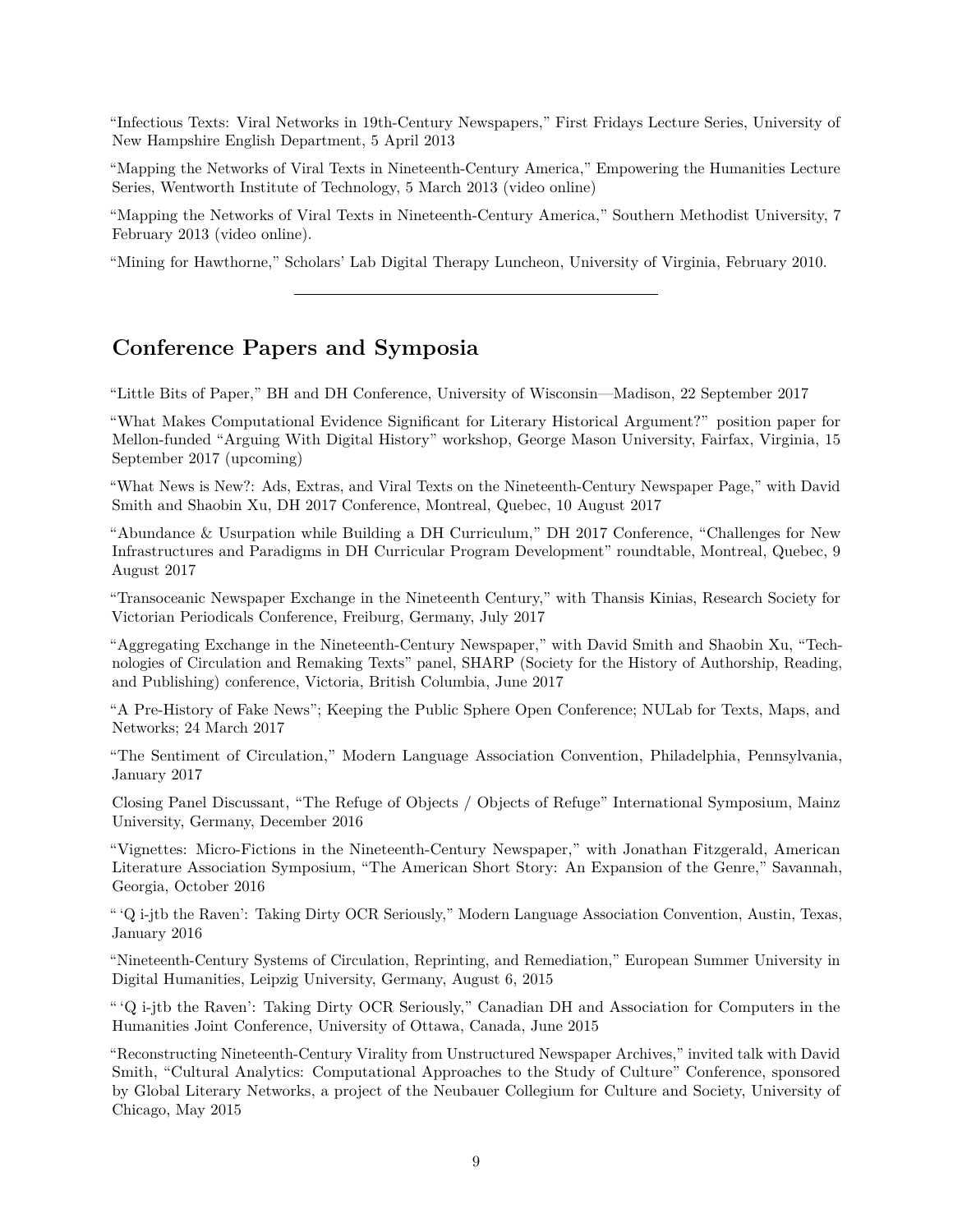"Infectious Texts: Viral Networks in 19th-Century Newspapers," First Fridays Lecture Series, University of New Hampshire English Department, 5 April 2013

"Mapping the Networks of Viral Texts in Nineteenth-Century America," Empowering the Humanities Lecture Series, Wentworth Institute of Technology, 5 March 2013 (video online)

"Mapping the Networks of Viral Texts in Nineteenth-Century America," Southern Methodist University, 7 February 2013 (video online).

"Mining for Hawthorne," Scholars' Lab Digital Therapy Luncheon, University of Virginia, February 2010.

---

## Conference Papers and Symposia

"Little Bits of Paper," BH and DH Conference, University of Wisconsin—Madison, 22 September 2017

"What Makes Computational Evidence Significant for Literary Historical Argument?" position paper for Mellon-funded "Arguing With Digital History" workshop, George Mason University, Fairfax, Virginia, 15 September 2017 (upcoming)

"What News is New?: Ads, Extras, and Viral Texts on the Nineteenth-Century Newspaper Page," with David Smith and Shaobin Xu, DH 2017 Conference, Montreal, Quebec, 10 August 2017

"Abundance & Usurpation while Building a DH Curriculum," DH 2017 Conference, "Challenges for New Infrastructures and Paradigms in DH Curricular Program Development" roundtable, Montreal, Quebec, 9 August 2017

"Transoceanic Newspaper Exchange in the Nineteenth Century," with Thansis Kinias, Research Society for Victorian Periodicals Conference, Freiburg, Germany, July 2017

"Aggregating Exchange in the Nineteenth-Century Newspaper," with David Smith and Shaobin Xu, "Technologies of Circulation and Remaking Texts" panel, SHARP (Society for the History of Authorship, Reading, and Publishing) conference, Victoria, British Columbia, June 2017

"A Pre-History of Fake News"; Keeping the Public Sphere Open Conference; NULab for Texts, Maps, and Networks; 24 March 2017

"The Sentiment of Circulation," Modern Language Association Convention, Philadelphia, Pennsylvania, January 2017

Closing Panel Discussant, "The Refuge of Objects / Objects of Refuge" International Symposium, Mainz University, Germany, December 2016

"Vignettes: Micro-Fictions in the Nineteenth-Century Newspaper," with Jonathan Fitzgerald, American Literature Association Symposium, "The American Short Story: An Expansion of the Genre," Savannah, Georgia, October 2016

"'Q i-jtb the Raven': Taking Dirty OCR Seriously," Modern Language Association Convention, Austin, Texas, January 2016

"Nineteenth-Century Systems of Circulation, Reprinting, and Remediation," European Summer University in Digital Humanities, Leipzig University, Germany, August 6, 2015

"'Q i-jtb the Raven': Taking Dirty OCR Seriously," Canadian DH and Association for Computers in the Humanities Joint Conference, University of Ottawa, Canada, June 2015

"Reconstructing Nineteenth-Century Virality from Unstructured Newspaper Archives," invited talk with David Smith, "Cultural Analytics: Computational Approaches to the Study of Culture" Conference, sponsored by Global Literary Networks, a project of the Neubauer Collegium for Culture and Society, University of Chicago, May 2015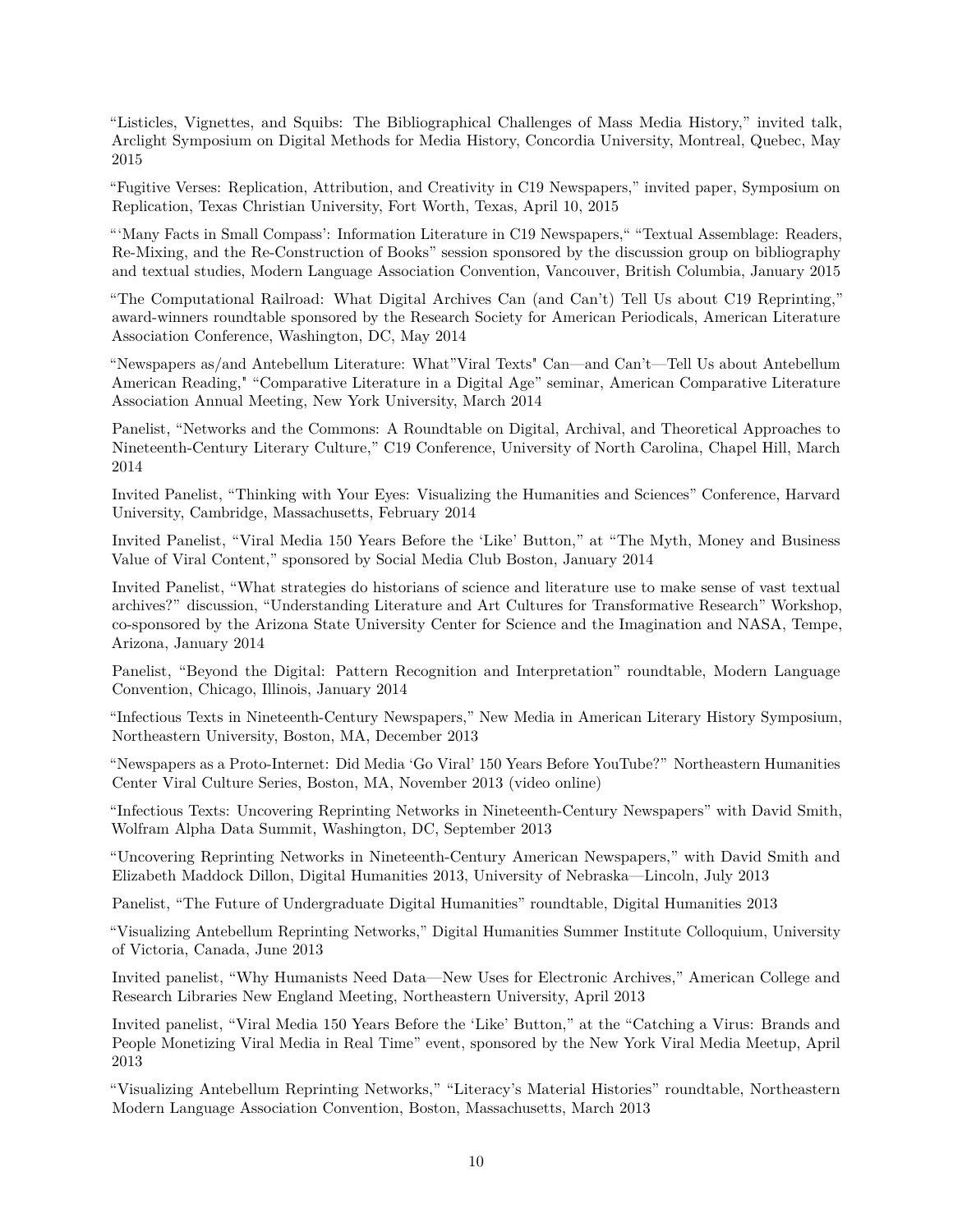"Listicles, Vignettes, and Squibs: The Bibliographical Challenges of Mass Media History," invited talk, Arclight Symposium on Digital Methods for Media History, Concordia University, Montreal, Quebec, May 2015

"Fugitive Verses: Replication, Attribution, and Creativity in C19 Newspapers," invited paper, Symposium on Replication, Texas Christian University, Fort Worth, Texas, April 10, 2015

"'Many Facts in Small Compass': Information Literature in C19 Newspapers," "Textual Assemblage: Readers, Re-Mixing, and the Re-Construction of Books" session sponsored by the discussion group on bibliography and textual studies, Modern Language Association Convention, Vancouver, British Columbia, January 2015

"The Computational Railroad: What Digital Archives Can (and Can't) Tell Us about C19 Reprinting," award-winners roundtable sponsored by the Research Society for American Periodicals, American Literature Association Conference, Washington, DC, May 2014

"Newspapers as/and Antebellum Literature: What"Viral Texts" Can—and Can't—Tell Us about Antebellum American Reading," "Comparative Literature in a Digital Age" seminar, American Comparative Literature Association Annual Meeting, New York University, March 2014

Panelist, "Networks and the Commons: A Roundtable on Digital, Archival, and Theoretical Approaches to Nineteenth-Century Literary Culture," C19 Conference, University of North Carolina, Chapel Hill, March 2014

Invited Panelist, "Thinking with Your Eyes: Visualizing the Humanities and Sciences" Conference, Harvard University, Cambridge, Massachusetts, February 2014

Invited Panelist, "Viral Media 150 Years Before the 'Like' Button," at "The Myth, Money and Business Value of Viral Content," sponsored by Social Media Club Boston, January 2014

Invited Panelist, "What strategies do historians of science and literature use to make sense of vast textual archives?" discussion, "Understanding Literature and Art Cultures for Transformative Research" Workshop, co-sponsored by the Arizona State University Center for Science and the Imagination and NASA, Tempe, Arizona, January 2014

Panelist, "Beyond the Digital: Pattern Recognition and Interpretation" roundtable, Modern Language Convention, Chicago, Illinois, January 2014

"Infectious Texts in Nineteenth-Century Newspapers," New Media in American Literary History Symposium, Northeastern University, Boston, MA, December 2013

"Newspapers as a Proto-Internet: Did Media 'Go Viral' 150 Years Before YouTube?" Northeastern Humanities Center Viral Culture Series, Boston, MA, November 2013 (video online)

"Infectious Texts: Uncovering Reprinting Networks in Nineteenth-Century Newspapers" with David Smith, Wolfram Alpha Data Summit, Washington, DC, September 2013

"Uncovering Reprinting Networks in Nineteenth-Century American Newspapers," with David Smith and Elizabeth Maddock Dillon, Digital Humanities 2013, University of Nebraska—Lincoln, July 2013

Panelist, "The Future of Undergraduate Digital Humanities" roundtable, Digital Humanities 2013

"Visualizing Antebellum Reprinting Networks," Digital Humanities Summer Institute Colloquium, University of Victoria, Canada, June 2013

Invited panelist, "Why Humanists Need Data—New Uses for Electronic Archives," American College and Research Libraries New England Meeting, Northeastern University, April 2013

Invited panelist, "Viral Media 150 Years Before the 'Like' Button," at the "Catching a Virus: Brands and People Monetizing Viral Media in Real Time" event, sponsored by the New York Viral Media Meetup, April 2013

"Visualizing Antebellum Reprinting Networks," "Literacy's Material Histories" roundtable, Northeastern Modern Language Association Convention, Boston, Massachusetts, March 2013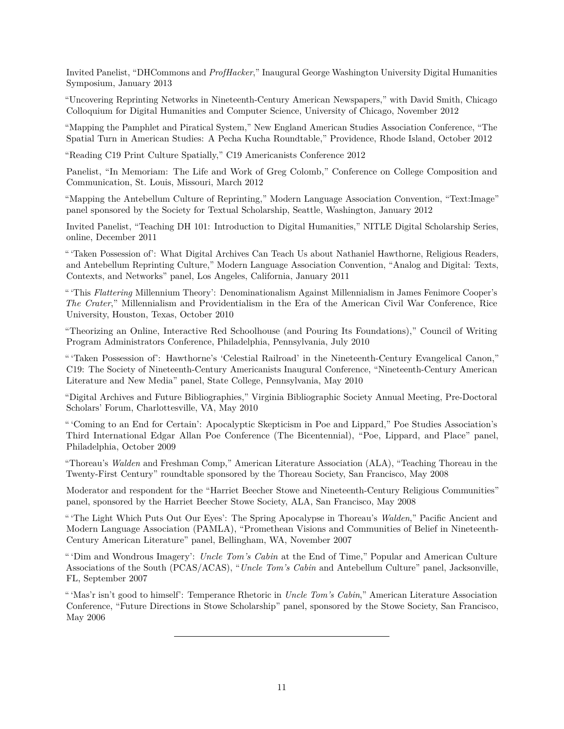Invited Panelist, “DHCommons and *ProfHacker*,” Inaugural George Washington University Digital Humanities Symposium, January 2013

“Uncovering Reprinting Networks in Nineteenth-Century American Newspapers,” with David Smith, Chicago Colloquium for Digital Humanities and Computer Science, University of Chicago, November 2012

“Mapping the Pamphlet and Piratical System,” New England American Studies Association Conference, “The Spatial Turn in American Studies: A Pecha Kucha Roundtable,” Providence, Rhode Island, October 2012

“Reading C19 Print Culture Spatially,” C19 Americanists Conference 2012

Panelist, “In Memoriam: The Life and Work of Greg Colomb,” Conference on College Composition and Communication, St. Louis, Missouri, March 2012

“Mapping the Antebellum Culture of Reprinting,” Modern Language Association Convention, “Text:Image” panel sponsored by the Society for Textual Scholarship, Seattle, Washington, January 2012

Invited Panelist, “Teaching DH 101: Introduction to Digital Humanities,” NITLE Digital Scholarship Series, online, December 2011

“ ‘Taken Possession of’: What Digital Archives Can Teach Us about Nathaniel Hawthorne, Religious Readers, and Antebellum Reprinting Culture,” Modern Language Association Convention, “Analog and Digital: Texts, Contexts, and Networks” panel, Los Angeles, California, January 2011

“ ‘This *Flattering* Millennium Theory’: Denominationalism Against Millennialism in James Fenimore Cooper’s *The Crater*,” Millennialism and Providentialism in the Era of the American Civil War Conference, Rice University, Houston, Texas, October 2010

“Theorizing an Online, Interactive Red Schoolhouse (and Pouring Its Foundations),” Council of Writing Program Administrators Conference, Philadelphia, Pennsylvania, July 2010

“ ‘Taken Possession of’: Hawthorne’s ‘Celestial Railroad’ in the Nineteenth-Century Evangelical Canon,” C19: The Society of Nineteenth-Century Americanists Inaugural Conference, “Nineteenth-Century American Literature and New Media” panel, State College, Pennsylvania, May 2010

“Digital Archives and Future Bibliographies,” Virginia Bibliographic Society Annual Meeting, Pre-Doctoral Scholars’ Forum, Charlottesville, VA, May 2010

“ ‘Coming to an End for Certain’: Apocalyptic Skepticism in Poe and Lippard,” Poe Studies Association’s Third International Edgar Allan Poe Conference (The Bicentennial), “Poe, Lippard, and Place” panel, Philadelphia, October 2009

“Thoreau’s *Walden* and Freshman Comp,” American Literature Association (ALA), “Teaching Thoreau in the Twenty-First Century” roundtable sponsored by the Thoreau Society, San Francisco, May 2008

Moderator and respondent for the “Harriet Beecher Stowe and Nineteenth-Century Religious Communities” panel, sponsored by the Harriet Beecher Stowe Society, ALA, San Francisco, May 2008

“ ‘The Light Which Puts Out Our Eyes’: The Spring Apocalypse in Thoreau’s *Walden*,” Pacific Ancient and Modern Language Association (PAMLA), “Promethean Visions and Communities of Belief in Nineteenth-Century American Literature” panel, Bellingham, WA, November 2007

“ ‘Dim and Wondrous Imagery’: *Uncle Tom’s Cabin* at the End of Time,” Popular and American Culture Associations of the South (PCAS/ACAS), “*Uncle Tom’s Cabin* and Antebellum Culture” panel, Jacksonville, FL, September 2007

“ ‘Mas’r isn’t good to himself’: Temperance Rhetoric in *Uncle Tom’s Cabin*,” American Literature Association Conference, “Future Directions in Stowe Scholarship” panel, sponsored by the Stowe Society, San Francisco, May 2006

---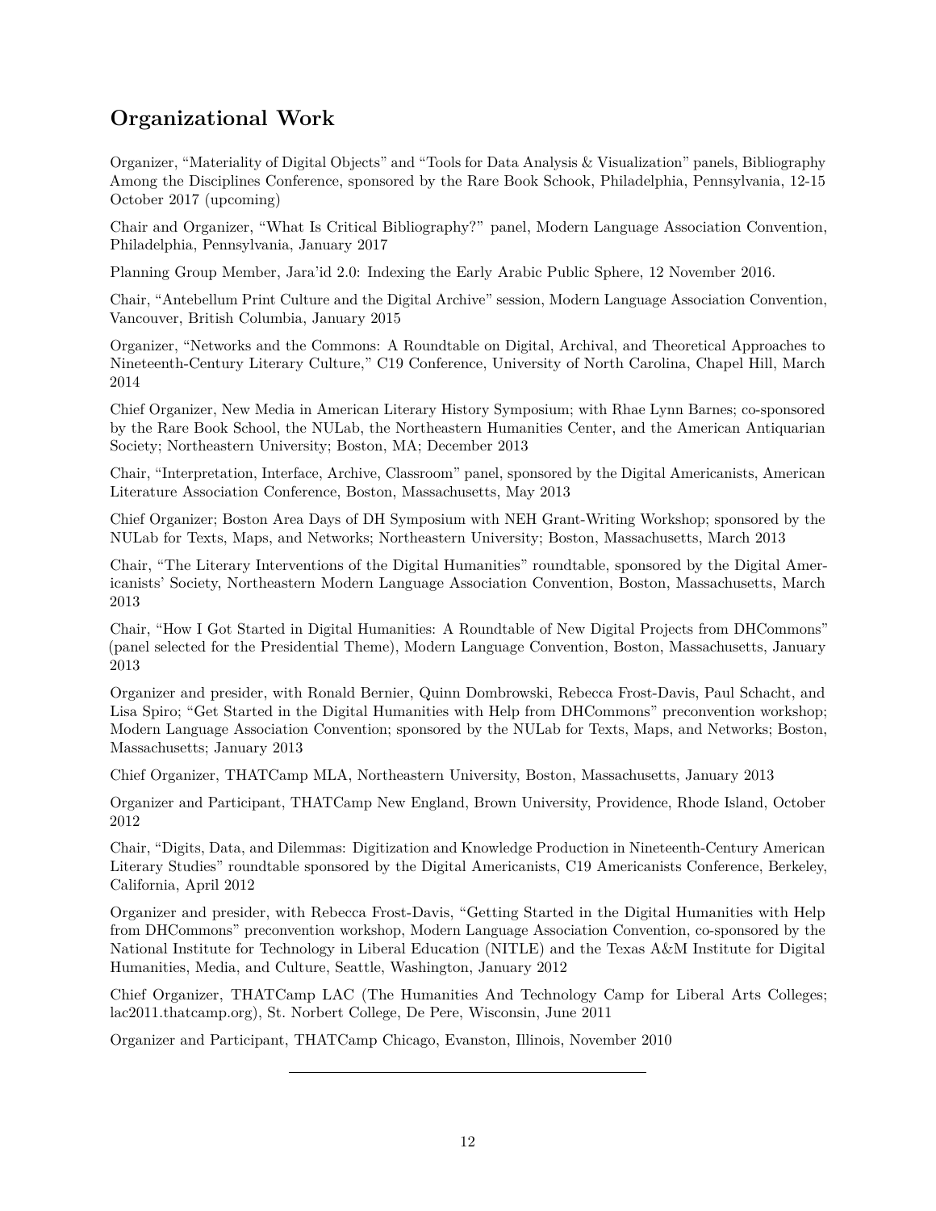## Organizational Work

Organizer, "Materiality of Digital Objects" and "Tools for Data Analysis & Visualization" panels, Bibliography Among the Disciplines Conference, sponsored by the Rare Book Schook, Philadelphia, Pennsylvania, 12-15 October 2017 (upcoming)

Chair and Organizer, "What Is Critical Bibliography?" panel, Modern Language Association Convention, Philadelphia, Pennsylvania, January 2017

Planning Group Member, Jara'id 2.0: Indexing the Early Arabic Public Sphere, 12 November 2016.

Chair, "Antebellum Print Culture and the Digital Archive" session, Modern Language Association Convention, Vancouver, British Columbia, January 2015

Organizer, "Networks and the Commons: A Roundtable on Digital, Archival, and Theoretical Approaches to Nineteenth-Century Literary Culture," C19 Conference, University of North Carolina, Chapel Hill, March 2014

Chief Organizer, New Media in American Literary History Symposium; with Rhae Lynn Barnes; co-sponsored by the Rare Book School, the NULab, the Northeastern Humanities Center, and the American Antiquarian Society; Northeastern University; Boston, MA; December 2013

Chair, "Interpretation, Interface, Archive, Classroom" panel, sponsored by the Digital Americanists, American Literature Association Conference, Boston, Massachusetts, May 2013

Chief Organizer; Boston Area Days of DH Symposium with NEH Grant-Writing Workshop; sponsored by the NULab for Texts, Maps, and Networks; Northeastern University; Boston, Massachusetts, March 2013

Chair, "The Literary Interventions of the Digital Humanities" roundtable, sponsored by the Digital Americanists' Society, Northeastern Modern Language Association Convention, Boston, Massachusetts, March 2013

Chair, "How I Got Started in Digital Humanities: A Roundtable of New Digital Projects from DHCommons" (panel selected for the Presidential Theme), Modern Language Convention, Boston, Massachusetts, January 2013

Organizer and presider, with Ronald Bernier, Quinn Dombrowski, Rebecca Frost-Davis, Paul Schacht, and Lisa Spiro; "Get Started in the Digital Humanities with Help from DHCommons" preconvention workshop; Modern Language Association Convention; sponsored by the NULab for Texts, Maps, and Networks; Boston, Massachusetts; January 2013

Chief Organizer, THATCamp MLA, Northeastern University, Boston, Massachusetts, January 2013

Organizer and Participant, THATCamp New England, Brown University, Providence, Rhode Island, October 2012

Chair, "Digits, Data, and Dilemmas: Digitization and Knowledge Production in Nineteenth-Century American Literary Studies" roundtable sponsored by the Digital Americanists, C19 Americanists Conference, Berkeley, California, April 2012

Organizer and presider, with Rebecca Frost-Davis, "Getting Started in the Digital Humanities with Help from DHCommons" preconvention workshop, Modern Language Association Convention, co-sponsored by the National Institute for Technology in Liberal Education (NITLE) and the Texas A&M Institute for Digital Humanities, Media, and Culture, Seattle, Washington, January 2012

Chief Organizer, THATCamp LAC (The Humanities And Technology Camp for Liberal Arts Colleges; lac2011.thatcamp.org), St. Norbert College, De Pere, Wisconsin, June 2011

Organizer and Participant, THATCamp Chicago, Evanston, Illinois, November 2010

---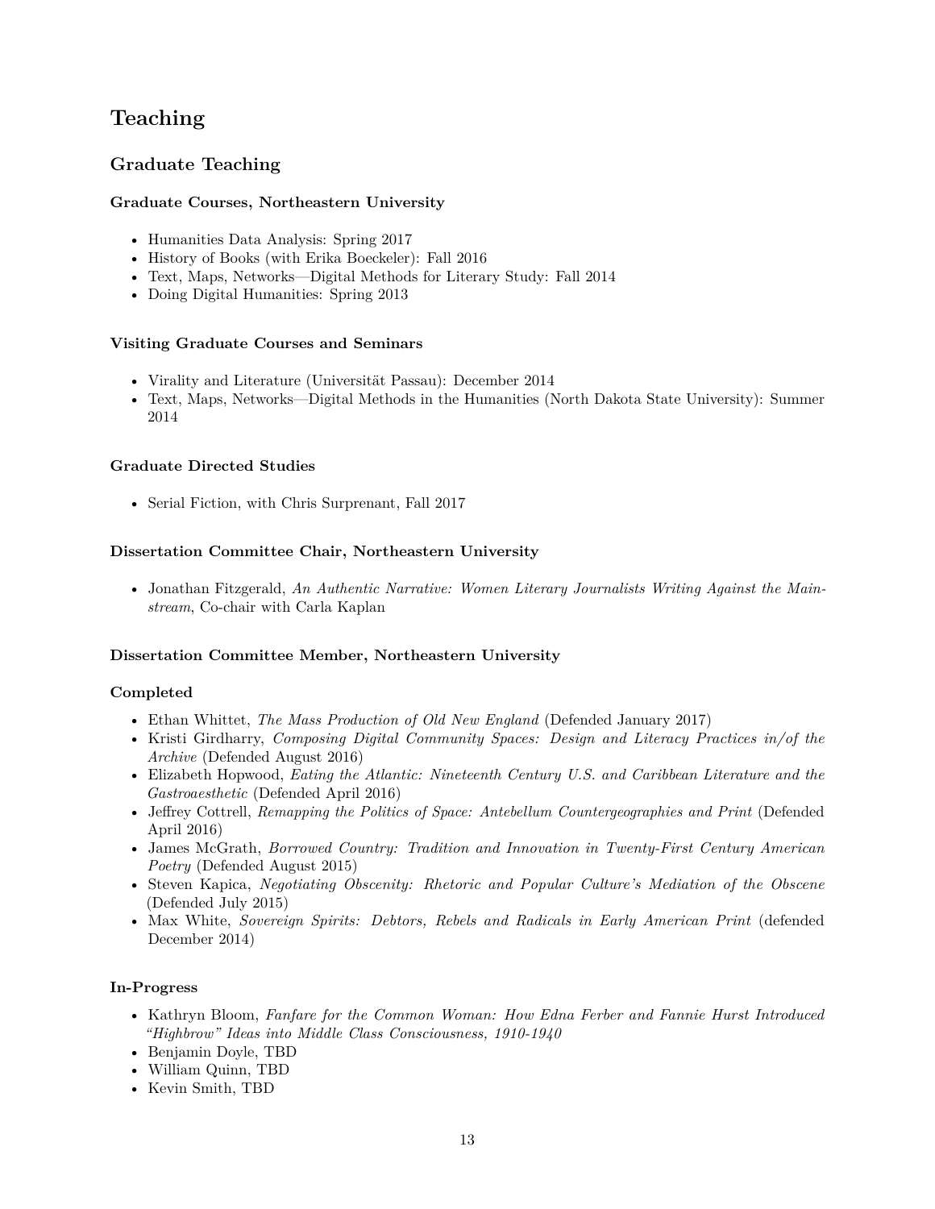# Teaching

## Graduate Teaching

### Graduate Courses, Northeastern University

- Humanities Data Analysis: Spring 2017
- History of Books (with Erika Boeckeler): Fall 2016
- Text, Maps, Networks—Digital Methods for Literary Study: Fall 2014
- Doing Digital Humanities: Spring 2013

### Visiting Graduate Courses and Seminars

- Virality and Literature (Universität Passau): December 2014
- Text, Maps, Networks—Digital Methods in the Humanities (North Dakota State University): Summer 2014

### Graduate Directed Studies

- Serial Fiction, with Chris Surprenant, Fall 2017

### Dissertation Committee Chair, Northeastern University

- Jonathan Fitzgerald, *An Authentic Narrative: Women Literary Journalists Writing Against the Mainstream*, Co-chair with Carla Kaplan

### Dissertation Committee Member, Northeastern University

#### Completed

- Ethan Whittet, *The Mass Production of Old New England* (Defended January 2017)
- Kristi Girdharry, *Composing Digital Community Spaces: Design and Literacy Practices in/of the Archive* (Defended August 2016)
- Elizabeth Hopwood, *Eating the Atlantic: Nineteenth Century U.S. and Caribbean Literature and the Gastroaesthetic* (Defended April 2016)
- Jeffrey Cottrell, *Remapping the Politics of Space: Antebellum Countergeographies and Print* (Defended April 2016)
- James McGrath, *Borrowed Country: Tradition and Innovation in Twenty-First Century American Poetry* (Defended August 2015)
- Steven Kapica, *Negotiating Obscenity: Rhetoric and Popular Culture's Mediation of the Obscene* (Defended July 2015)
- Max White, *Sovereign Spirits: Debtors, Rebels and Radicals in Early American Print* (defended December 2014)

#### In-Progress

- Kathryn Bloom, *Fanfare for the Common Woman: How Edna Ferber and Fannie Hurst Introduced "Highbrow" Ideas into Middle Class Consciousness, 1910-1940*
- Benjamin Doyle, TBD
- William Quinn, TBD
- Kevin Smith, TBD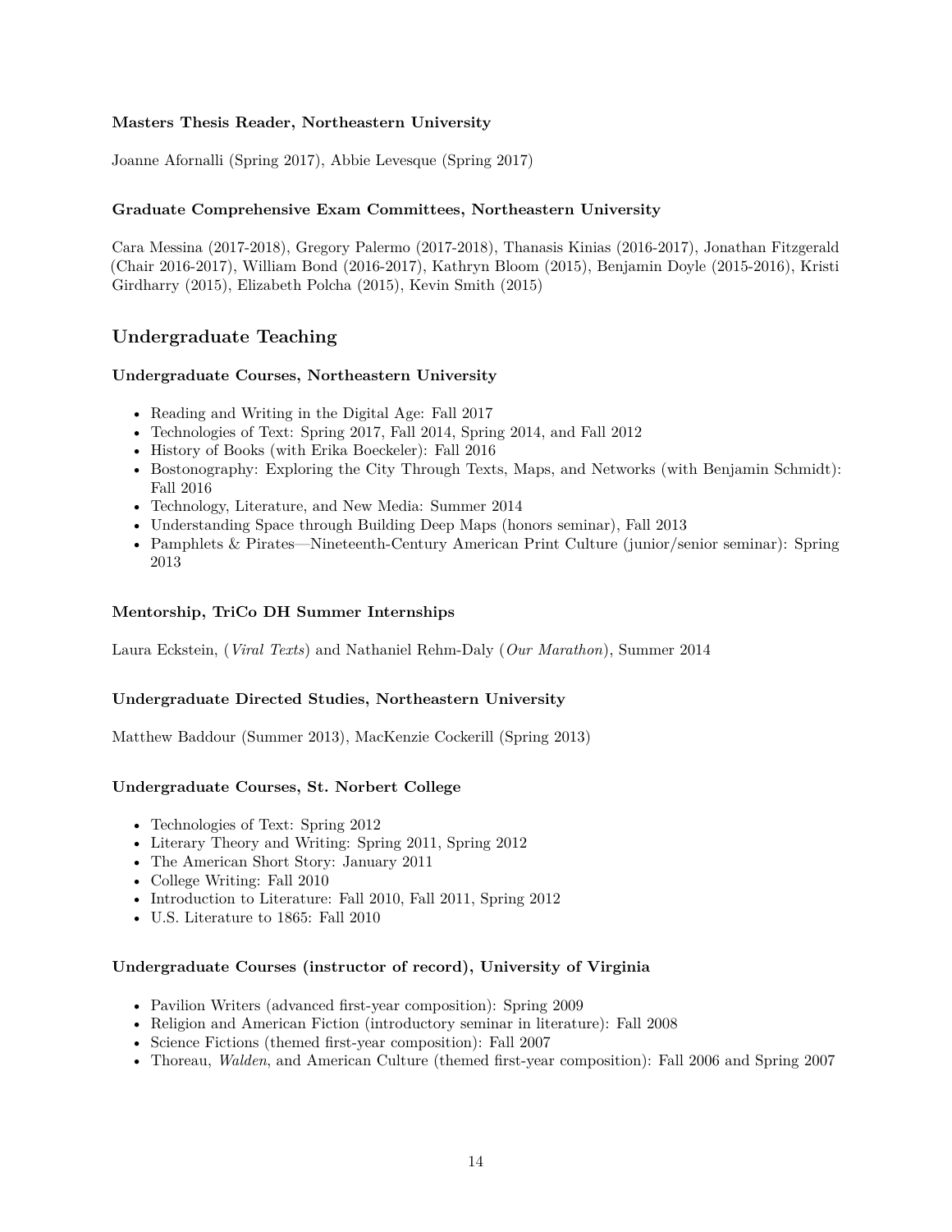#### Masters Thesis Reader, Northeastern University

Joanne Afornalli (Spring 2017), Abbie Levesque (Spring 2017)

#### Graduate Comprehensive Exam Committees, Northeastern University

Cara Messina (2017-2018), Gregory Palermo (2017-2018), Thanasis Kinias (2016-2017), Jonathan Fitzgerald (Chair 2016-2017), William Bond (2016-2017), Kathryn Bloom (2015), Benjamin Doyle (2015-2016), Kristi Girdharry (2015), Elizabeth Polcha (2015), Kevin Smith (2015)

## Undergraduate Teaching

#### Undergraduate Courses, Northeastern University

- Reading and Writing in the Digital Age: Fall 2017
- Technologies of Text: Spring 2017, Fall 2014, Spring 2014, and Fall 2012
- History of Books (with Erika Boeckeler): Fall 2016
- Bostonography: Exploring the City Through Texts, Maps, and Networks (with Benjamin Schmidt): Fall 2016
- Technology, Literature, and New Media: Summer 2014
- Understanding Space through Building Deep Maps (honors seminar), Fall 2013
- Pamphlets & Pirates—Nineteenth-Century American Print Culture (junior/senior seminar): Spring 2013

#### Mentorship, TriCo DH Summer Internships

Laura Eckstein, (*Viral Texts*) and Nathaniel Rehm-Daly (*Our Marathon*), Summer 2014

#### Undergraduate Directed Studies, Northeastern University

Matthew Baddour (Summer 2013), MacKenzie Cockerill (Spring 2013)

#### Undergraduate Courses, St. Norbert College

- Technologies of Text: Spring 2012
- Literary Theory and Writing: Spring 2011, Spring 2012
- The American Short Story: January 2011
- College Writing: Fall 2010
- Introduction to Literature: Fall 2010, Fall 2011, Spring 2012
- U.S. Literature to 1865: Fall 2010

#### Undergraduate Courses (instructor of record), University of Virginia

- Pavilion Writers (advanced first-year composition): Spring 2009
- Religion and American Fiction (introductory seminar in literature): Fall 2008
- Science Fictions (themed first-year composition): Fall 2007
- Thoreau, *Walden*, and American Culture (themed first-year composition): Fall 2006 and Spring 2007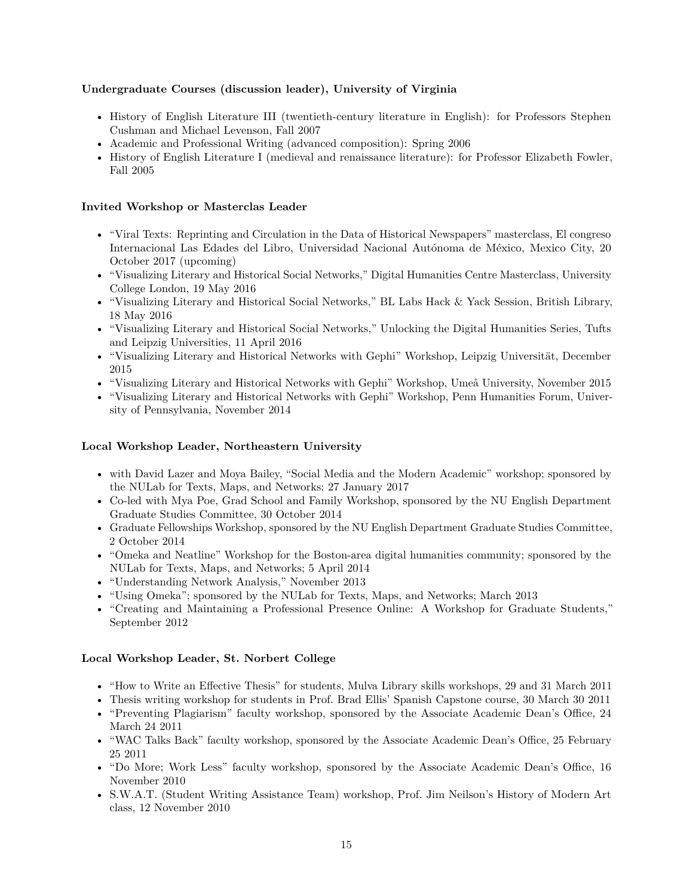**Undergraduate Courses (discussion leader), University of Virginia**

- History of English Literature III (twentieth-century literature in English): for Professors Stephen Cushman and Michael Levenson, Fall 2007
- Academic and Professional Writing (advanced composition): Spring 2006
- History of English Literature I (medieval and renaissance literature): for Professor Elizabeth Fowler, Fall 2005

**Invited Workshop or Masterclas Leader**

- "Viral Texts: Reprinting and Circulation in the Data of Historical Newspapers" masterclass, El congreso Internacional Las Edades del Libro, Universidad Nacional Autónoma de México, Mexico City, 20 October 2017 (upcoming)
- "Visualizing Literary and Historical Social Networks," Digital Humanities Centre Masterclass, University College London, 19 May 2016
- "Visualizing Literary and Historical Social Networks," BL Labs Hack & Yack Session, British Library, 18 May 2016
- "Visualizing Literary and Historical Social Networks," Unlocking the Digital Humanities Series, Tufts and Leipzig Universities, 11 April 2016
- "Visualizing Literary and Historical Networks with Gephi" Workshop, Leipzig Universität, December 2015
- "Visualizing Literary and Historical Networks with Gephi" Workshop, Umeå University, November 2015
- "Visualizing Literary and Historical Networks with Gephi" Workshop, Penn Humanities Forum, University of Pennsylvania, November 2014

**Local Workshop Leader, Northeastern University**

- with David Lazer and Moya Bailey, "Social Media and the Modern Academic" workshop; sponsored by the NULab for Texts, Maps, and Networks; 27 January 2017
- Co-led with Mya Poe, Grad School and Family Workshop, sponsored by the NU English Department Graduate Studies Committee, 30 October 2014
- Graduate Fellowships Workshop, sponsored by the NU English Department Graduate Studies Committee, 2 October 2014
- "Omeka and Neatline" Workshop for the Boston-area digital humanities community; sponsored by the NULab for Texts, Maps, and Networks; 5 April 2014
- "Understanding Network Analysis," November 2013
- "Using Omeka"; sponsored by the NULab for Texts, Maps, and Networks; March 2013
- "Creating and Maintaining a Professional Presence Online: A Workshop for Graduate Students," September 2012

**Local Workshop Leader, St. Norbert College**

- "How to Write an Effective Thesis" for students, Mulva Library skills workshops, 29 and 31 March 2011
- Thesis writing workshop for students in Prof. Brad Ellis' Spanish Capstone course, 30 March 30 2011
- "Preventing Plagiarism" faculty workshop, sponsored by the Associate Academic Dean's Office, 24 March 24 2011
- "WAC Talks Back" faculty workshop, sponsored by the Associate Academic Dean's Office, 25 February 25 2011
- "Do More; Work Less" faculty workshop, sponsored by the Associate Academic Dean's Office, 16 November 2010
- S.W.A.T. (Student Writing Assistance Team) workshop, Prof. Jim Neilson's History of Modern Art class, 12 November 2010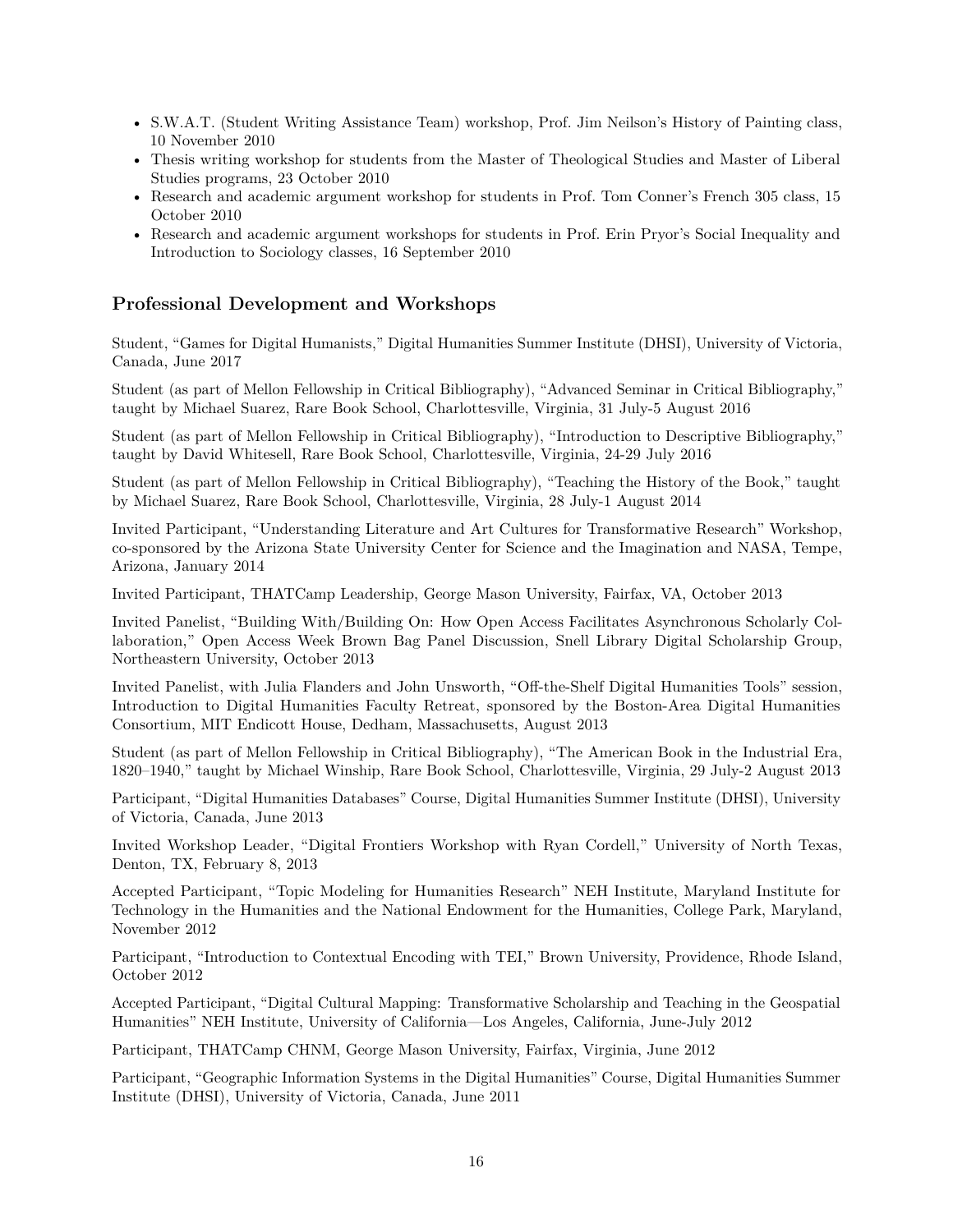- S.W.A.T. (Student Writing Assistance Team) workshop, Prof. Jim Neilson's History of Painting class, 10 November 2010
- Thesis writing workshop for students from the Master of Theological Studies and Master of Liberal Studies programs, 23 October 2010
- Research and academic argument workshop for students in Prof. Tom Conner's French 305 class, 15 October 2010
- Research and academic argument workshops for students in Prof. Erin Pryor's Social Inequality and Introduction to Sociology classes, 16 September 2010

## Professional Development and Workshops

Student, "Games for Digital Humanists," Digital Humanities Summer Institute (DHSI), University of Victoria, Canada, June 2017

Student (as part of Mellon Fellowship in Critical Bibliography), "Advanced Seminar in Critical Bibliography," taught by Michael Suarez, Rare Book School, Charlottesville, Virginia, 31 July-5 August 2016

Student (as part of Mellon Fellowship in Critical Bibliography), "Introduction to Descriptive Bibliography," taught by David Whitesell, Rare Book School, Charlottesville, Virginia, 24-29 July 2016

Student (as part of Mellon Fellowship in Critical Bibliography), "Teaching the History of the Book," taught by Michael Suarez, Rare Book School, Charlottesville, Virginia, 28 July-1 August 2014

Invited Participant, "Understanding Literature and Art Cultures for Transformative Research" Workshop, co-sponsored by the Arizona State University Center for Science and the Imagination and NASA, Tempe, Arizona, January 2014

Invited Participant, THATCamp Leadership, George Mason University, Fairfax, VA, October 2013

Invited Panelist, "Building With/Building On: How Open Access Facilitates Asynchronous Scholarly Collaboration," Open Access Week Brown Bag Panel Discussion, Snell Library Digital Scholarship Group, Northeastern University, October 2013

Invited Panelist, with Julia Flanders and John Unsworth, "Off-the-Shelf Digital Humanities Tools" session, Introduction to Digital Humanities Faculty Retreat, sponsored by the Boston-Area Digital Humanities Consortium, MIT Endicott House, Dedham, Massachusetts, August 2013

Student (as part of Mellon Fellowship in Critical Bibliography), "The American Book in the Industrial Era, 1820–1940," taught by Michael Winship, Rare Book School, Charlottesville, Virginia, 29 July-2 August 2013

Participant, "Digital Humanities Databases" Course, Digital Humanities Summer Institute (DHSI), University of Victoria, Canada, June 2013

Invited Workshop Leader, "Digital Frontiers Workshop with Ryan Cordell," University of North Texas, Denton, TX, February 8, 2013

Accepted Participant, "Topic Modeling for Humanities Research" NEH Institute, Maryland Institute for Technology in the Humanities and the National Endowment for the Humanities, College Park, Maryland, November 2012

Participant, "Introduction to Contextual Encoding with TEI," Brown University, Providence, Rhode Island, October 2012

Accepted Participant, "Digital Cultural Mapping: Transformative Scholarship and Teaching in the Geospatial Humanities" NEH Institute, University of California—Los Angeles, California, June-July 2012

Participant, THATCamp CHNM, George Mason University, Fairfax, Virginia, June 2012

Participant, "Geographic Information Systems in the Digital Humanities" Course, Digital Humanities Summer Institute (DHSI), University of Victoria, Canada, June 2011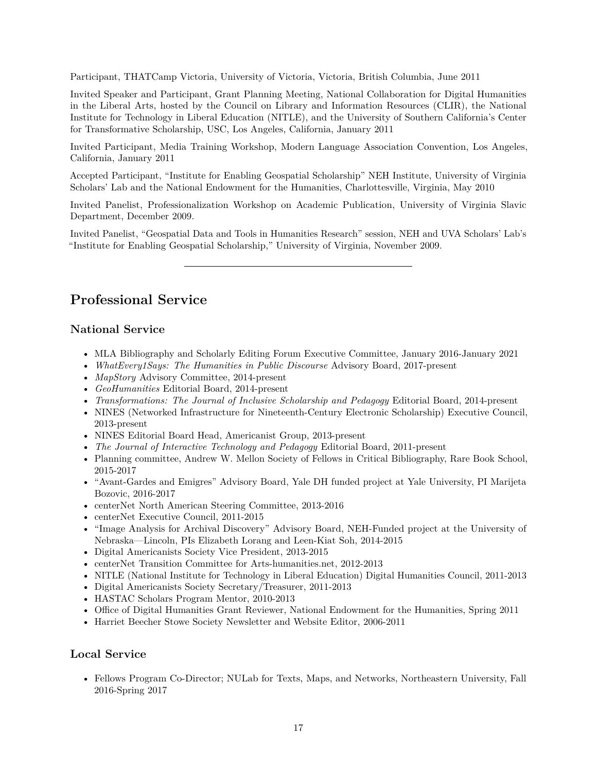Participant, THATCamp Victoria, University of Victoria, Victoria, British Columbia, June 2011

Invited Speaker and Participant, Grant Planning Meeting, National Collaboration for Digital Humanities in the Liberal Arts, hosted by the Council on Library and Information Resources (CLIR), the National Institute for Technology in Liberal Education (NITLE), and the University of Southern California's Center for Transformative Scholarship, USC, Los Angeles, California, January 2011

Invited Participant, Media Training Workshop, Modern Language Association Convention, Los Angeles, California, January 2011

Accepted Participant, "Institute for Enabling Geospatial Scholarship" NEH Institute, University of Virginia Scholars' Lab and the National Endowment for the Humanities, Charlottesville, Virginia, May 2010

Invited Panelist, Professionalization Workshop on Academic Publication, University of Virginia Slavic Department, December 2009.

Invited Panelist, "Geospatial Data and Tools in Humanities Research" session, NEH and UVA Scholars' Lab's "Institute for Enabling Geospatial Scholarship," University of Virginia, November 2009.

---

## Professional Service

### National Service

- MLA Bibliography and Scholarly Editing Forum Executive Committee, January 2016-January 2021
- *WhatEvery1Says: The Humanities in Public Discourse* Advisory Board, 2017-present
- *MapStory* Advisory Committee, 2014-present
- *GeoHumanities* Editorial Board, 2014-present
- *Transformations: The Journal of Inclusive Scholarship and Pedagogy* Editorial Board, 2014-present
- NINES (Networked Infrastructure for Nineteenth-Century Electronic Scholarship) Executive Council, 2013-present
- NINES Editorial Board Head, Americanist Group, 2013-present
- *The Journal of Interactive Technology and Pedagogy* Editorial Board, 2011-present
- Planning committee, Andrew W. Mellon Society of Fellows in Critical Bibliography, Rare Book School, 2015-2017
- "Avant-Gardes and Emigres" Advisory Board, Yale DH funded project at Yale University, PI Marijeta Bozovic, 2016-2017
- centerNet North American Steering Committee, 2013-2016
- centerNet Executive Council, 2011-2015
- "Image Analysis for Archival Discovery" Advisory Board, NEH-Funded project at the University of Nebraska—Lincoln, PIs Elizabeth Lorang and Leen-Kiat Soh, 2014-2015
- Digital Americanists Society Vice President, 2013-2015
- centerNet Transition Committee for Arts-humanities.net, 2012-2013
- NITLE (National Institute for Technology in Liberal Education) Digital Humanities Council, 2011-2013
- Digital Americanists Society Secretary/Treasurer, 2011-2013
- HASTAC Scholars Program Mentor, 2010-2013
- Office of Digital Humanities Grant Reviewer, National Endowment for the Humanities, Spring 2011
- Harriet Beecher Stowe Society Newsletter and Website Editor, 2006-2011

### Local Service

- Fellows Program Co-Director; NULab for Texts, Maps, and Networks, Northeastern University, Fall 2016-Spring 2017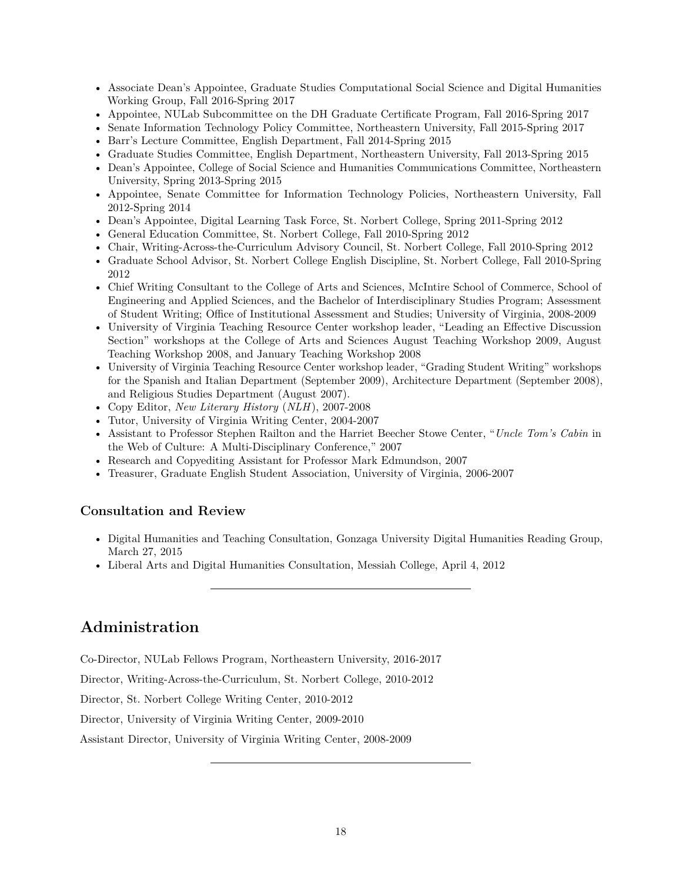- Associate Dean's Appointee, Graduate Studies Computational Social Science and Digital Humanities Working Group, Fall 2016-Spring 2017
- Appointee, NULab Subcommittee on the DH Graduate Certificate Program, Fall 2016-Spring 2017
- Senate Information Technology Policy Committee, Northeastern University, Fall 2015-Spring 2017
- Barr's Lecture Committee, English Department, Fall 2014-Spring 2015
- Graduate Studies Committee, English Department, Northeastern University, Fall 2013-Spring 2015
- Dean's Appointee, College of Social Science and Humanities Communications Committee, Northeastern University, Spring 2013-Spring 2015
- Appointee, Senate Committee for Information Technology Policies, Northeastern University, Fall 2012-Spring 2014
- Dean's Appointee, Digital Learning Task Force, St. Norbert College, Spring 2011-Spring 2012
- General Education Committee, St. Norbert College, Fall 2010-Spring 2012
- Chair, Writing-Across-the-Curriculum Advisory Council, St. Norbert College, Fall 2010-Spring 2012
- Graduate School Advisor, St. Norbert College English Discipline, St. Norbert College, Fall 2010-Spring 2012
- Chief Writing Consultant to the College of Arts and Sciences, McIntire School of Commerce, School of Engineering and Applied Sciences, and the Bachelor of Interdisciplinary Studies Program; Assessment of Student Writing; Office of Institutional Assessment and Studies; University of Virginia, 2008-2009
- University of Virginia Teaching Resource Center workshop leader, "Leading an Effective Discussion Section" workshops at the College of Arts and Sciences August Teaching Workshop 2009, August Teaching Workshop 2008, and January Teaching Workshop 2008
- University of Virginia Teaching Resource Center workshop leader, "Grading Student Writing" workshops for the Spanish and Italian Department (September 2009), Architecture Department (September 2008), and Religious Studies Department (August 2007).
- Copy Editor, *New Literary History* (*NLH*), 2007-2008
- Tutor, University of Virginia Writing Center, 2004-2007
- Assistant to Professor Stephen Railton and the Harriet Beecher Stowe Center, "*Uncle Tom's Cabin* in the Web of Culture: A Multi-Disciplinary Conference," 2007
- Research and Copyediting Assistant for Professor Mark Edmundson, 2007
- Treasurer, Graduate English Student Association, University of Virginia, 2006-2007

### Consultation and Review

- Digital Humanities and Teaching Consultation, Gonzaga University Digital Humanities Reading Group, March 27, 2015
- Liberal Arts and Digital Humanities Consultation, Messiah College, April 4, 2012

---

## Administration

Co-Director, NULab Fellows Program, Northeastern University, 2016-2017

Director, Writing-Across-the-Curriculum, St. Norbert College, 2010-2012

Director, St. Norbert College Writing Center, 2010-2012

Director, University of Virginia Writing Center, 2009-2010

Assistant Director, University of Virginia Writing Center, 2008-2009

---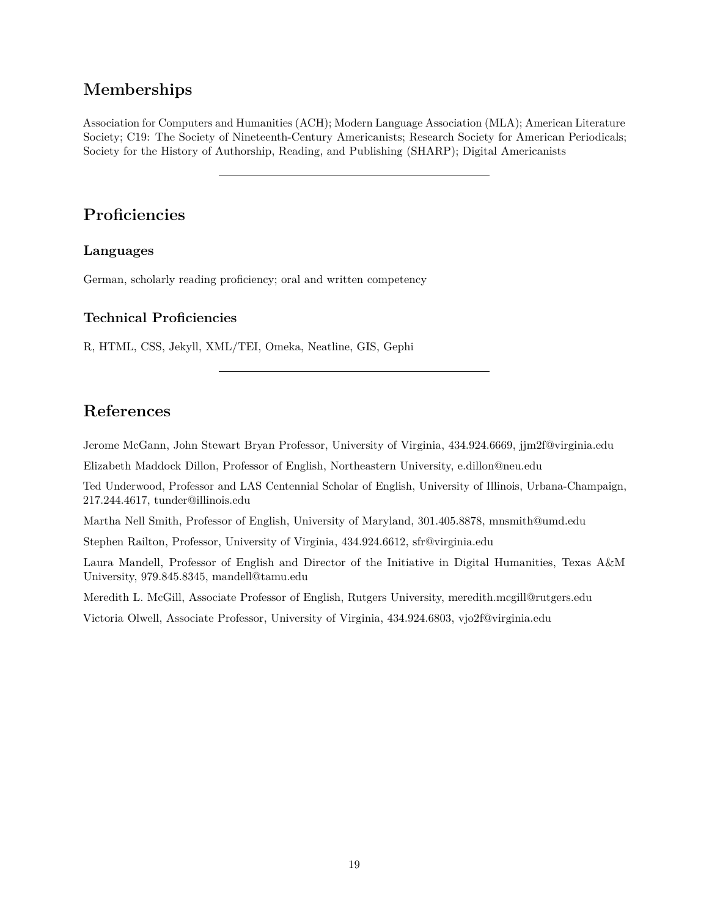## Memberships

Association for Computers and Humanities (ACH); Modern Language Association (MLA); American Literature Society; C19: The Society of Nineteenth-Century Americanists; Research Society for American Periodicals; Society for the History of Authorship, Reading, and Publishing (SHARP); Digital Americanists

---

## Proficiencies

### Languages

German, scholarly reading proficiency; oral and written competency

### Technical Proficiencies

R, HTML, CSS, Jekyll, XML/TEI, Omeka, Neatline, GIS, Gephi

---

## References

Jerome McGann, John Stewart Bryan Professor, University of Virginia, 434.924.6669, jjm2f@virginia.edu

Elizabeth Maddock Dillon, Professor of English, Northeastern University, e.dillon@neu.edu

Ted Underwood, Professor and LAS Centennial Scholar of English, University of Illinois, Urbana-Champaign, 217.244.4617, tunder@illinois.edu

Martha Nell Smith, Professor of English, University of Maryland, 301.405.8878, mnsmith@umd.edu

Stephen Railton, Professor, University of Virginia, 434.924.6612, sfr@virginia.edu

Laura Mandell, Professor of English and Director of the Initiative in Digital Humanities, Texas A&M University, 979.845.8345, mandell@tamu.edu

Meredith L. McGill, Associate Professor of English, Rutgers University, meredith.mcgill@rutgers.edu

Victoria Olwell, Associate Professor, University of Virginia, 434.924.6803, vjo2f@virginia.edu